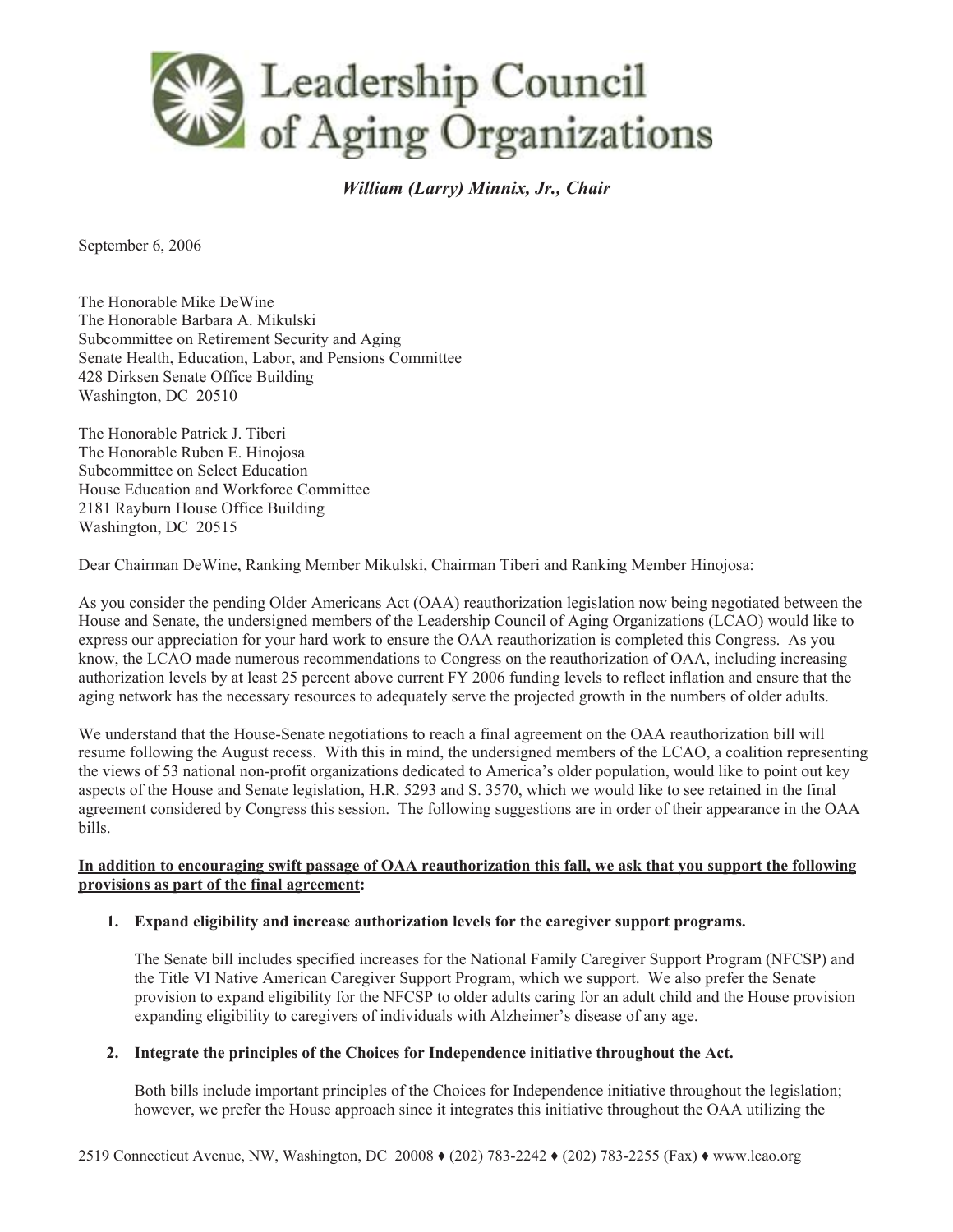# Leadership Council of Aging Organizations

*William (Larry) Minnix, Jr., Chair*

September 6, 2006

The Honorable Mike DeWine
The Honorable Barbara A. Mikulski
Subcommittee on Retirement Security and Aging
Senate Health, Education, Labor, and Pensions Committee
428 Dirksen Senate Office Building
Washington, DC 20510

The Honorable Patrick J. Tiberi
The Honorable Ruben E. Hinojosa
Subcommittee on Select Education
House Education and Workforce Committee
2181 Rayburn House Office Building
Washington, DC 20515

Dear Chairman DeWine, Ranking Member Mikulski, Chairman Tiberi and Ranking Member Hinojosa:

As you consider the pending Older Americans Act (OAA) reauthorization legislation now being negotiated between the House and Senate, the undersigned members of the Leadership Council of Aging Organizations (LCAO) would like to express our appreciation for your hard work to ensure the OAA reauthorization is completed this Congress. As you know, the LCAO made numerous recommendations to Congress on the reauthorization of OAA, including increasing authorization levels by at least 25 percent above current FY 2006 funding levels to reflect inflation and ensure that the aging network has the necessary resources to adequately serve the projected growth in the numbers of older adults.

We understand that the House-Senate negotiations to reach a final agreement on the OAA reauthorization bill will resume following the August recess. With this in mind, the undersigned members of the LCAO, a coalition representing the views of 53 national non-profit organizations dedicated to America's older population, would like to point out key aspects of the House and Senate legislation, H.R. 5293 and S. 3570, which we would like to see retained in the final agreement considered by Congress this session. The following suggestions are in order of their appearance in the OAA bills.

**<u>In addition to encouraging swift passage of OAA reauthorization this fall, we ask that you support the following provisions as part of the final agreement</u>:**

1. **Expand eligibility and increase authorization levels for the caregiver support programs.**

   The Senate bill includes specified increases for the National Family Caregiver Support Program (NFCSP) and the Title VI Native American Caregiver Support Program, which we support. We also prefer the Senate provision to expand eligibility for the NFCSP to older adults caring for an adult child and the House provision expanding eligibility to caregivers of individuals with Alzheimer's disease of any age.

2. **Integrate the principles of the Choices for Independence initiative throughout the Act.**

   Both bills include important principles of the Choices for Independence initiative throughout the legislation; however, we prefer the House approach since it integrates this initiative throughout the OAA utilizing the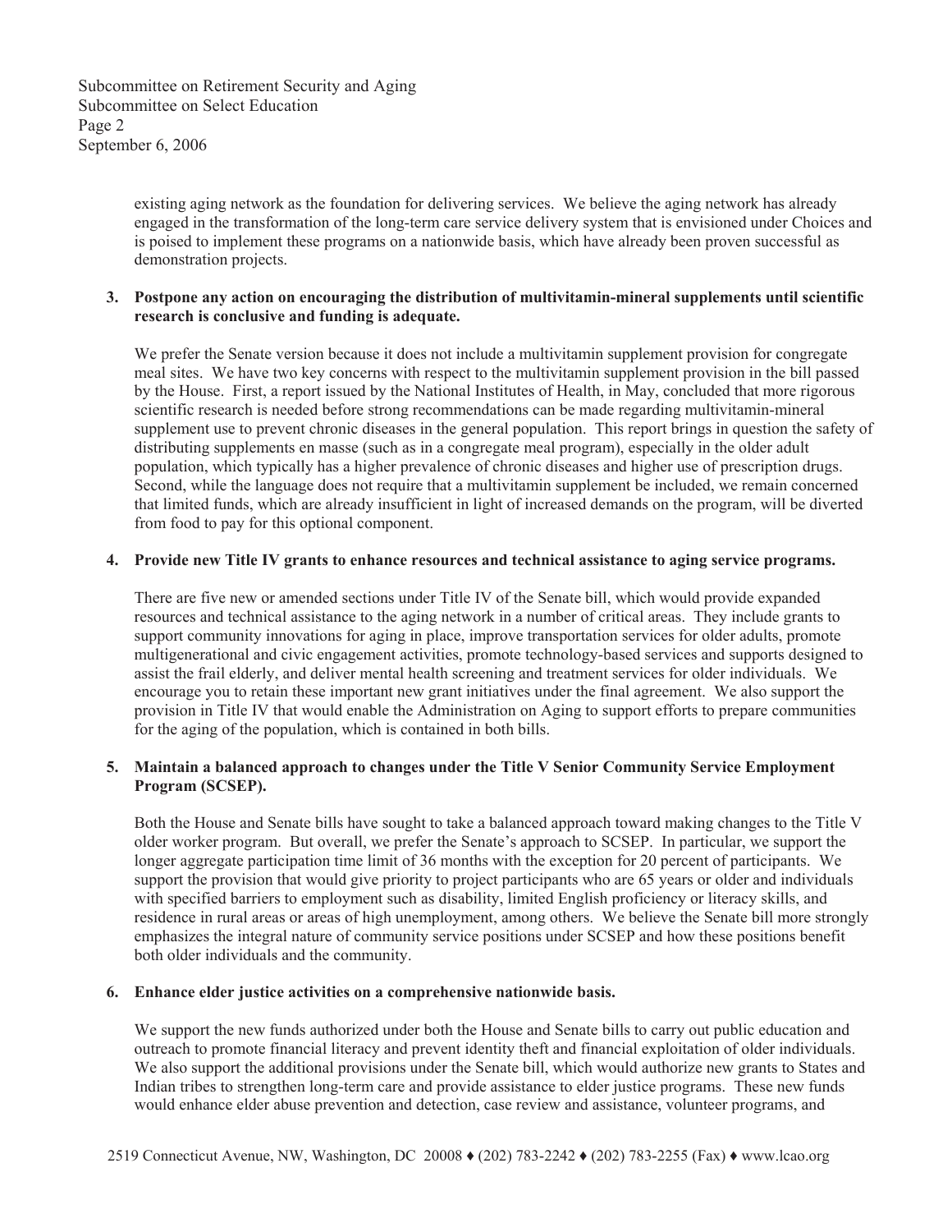existing aging network as the foundation for delivering services. We believe the aging network has already engaged in the transformation of the long-term care service delivery system that is envisioned under Choices and is poised to implement these programs on a nationwide basis, which have already been proven successful as demonstration projects.

3. **Postpone any action on encouraging the distribution of multivitamin-mineral supplements until scientific research is conclusive and funding is adequate.**

   We prefer the Senate version because it does not include a multivitamin supplement provision for congregate meal sites. We have two key concerns with respect to the multivitamin supplement provision in the bill passed by the House. First, a report issued by the National Institutes of Health, in May, concluded that more rigorous scientific research is needed before strong recommendations can be made regarding multivitamin-mineral supplement use to prevent chronic diseases in the general population. This report brings in question the safety of distributing supplements en masse (such as in a congregate meal program), especially in the older adult population, which typically has a higher prevalence of chronic diseases and higher use of prescription drugs. Second, while the language does not require that a multivitamin supplement be included, we remain concerned that limited funds, which are already insufficient in light of increased demands on the program, will be diverted from food to pay for this optional component.

4. **Provide new Title IV grants to enhance resources and technical assistance to aging service programs.**

   There are five new or amended sections under Title IV of the Senate bill, which would provide expanded resources and technical assistance to the aging network in a number of critical areas. They include grants to support community innovations for aging in place, improve transportation services for older adults, promote multigenerational and civic engagement activities, promote technology-based services and supports designed to assist the frail elderly, and deliver mental health screening and treatment services for older individuals. We encourage you to retain these important new grant initiatives under the final agreement. We also support the provision in Title IV that would enable the Administration on Aging to support efforts to prepare communities for the aging of the population, which is contained in both bills.

5. **Maintain a balanced approach to changes under the Title V Senior Community Service Employment Program (SCSEP).**

   Both the House and Senate bills have sought to take a balanced approach toward making changes to the Title V older worker program. But overall, we prefer the Senate's approach to SCSEP. In particular, we support the longer aggregate participation time limit of 36 months with the exception for 20 percent of participants. We support the provision that would give priority to project participants who are 65 years or older and individuals with specified barriers to employment such as disability, limited English proficiency or literacy skills, and residence in rural areas or areas of high unemployment, among others. We believe the Senate bill more strongly emphasizes the integral nature of community service positions under SCSEP and how these positions benefit both older individuals and the community.

6. **Enhance elder justice activities on a comprehensive nationwide basis.**

   We support the new funds authorized under both the House and Senate bills to carry out public education and outreach to promote financial literacy and prevent identity theft and financial exploitation of older individuals. We also support the additional provisions under the Senate bill, which would authorize new grants to States and Indian tribes to strengthen long-term care and provide assistance to elder justice programs. These new funds would enhance elder abuse prevention and detection, case review and assistance, volunteer programs, and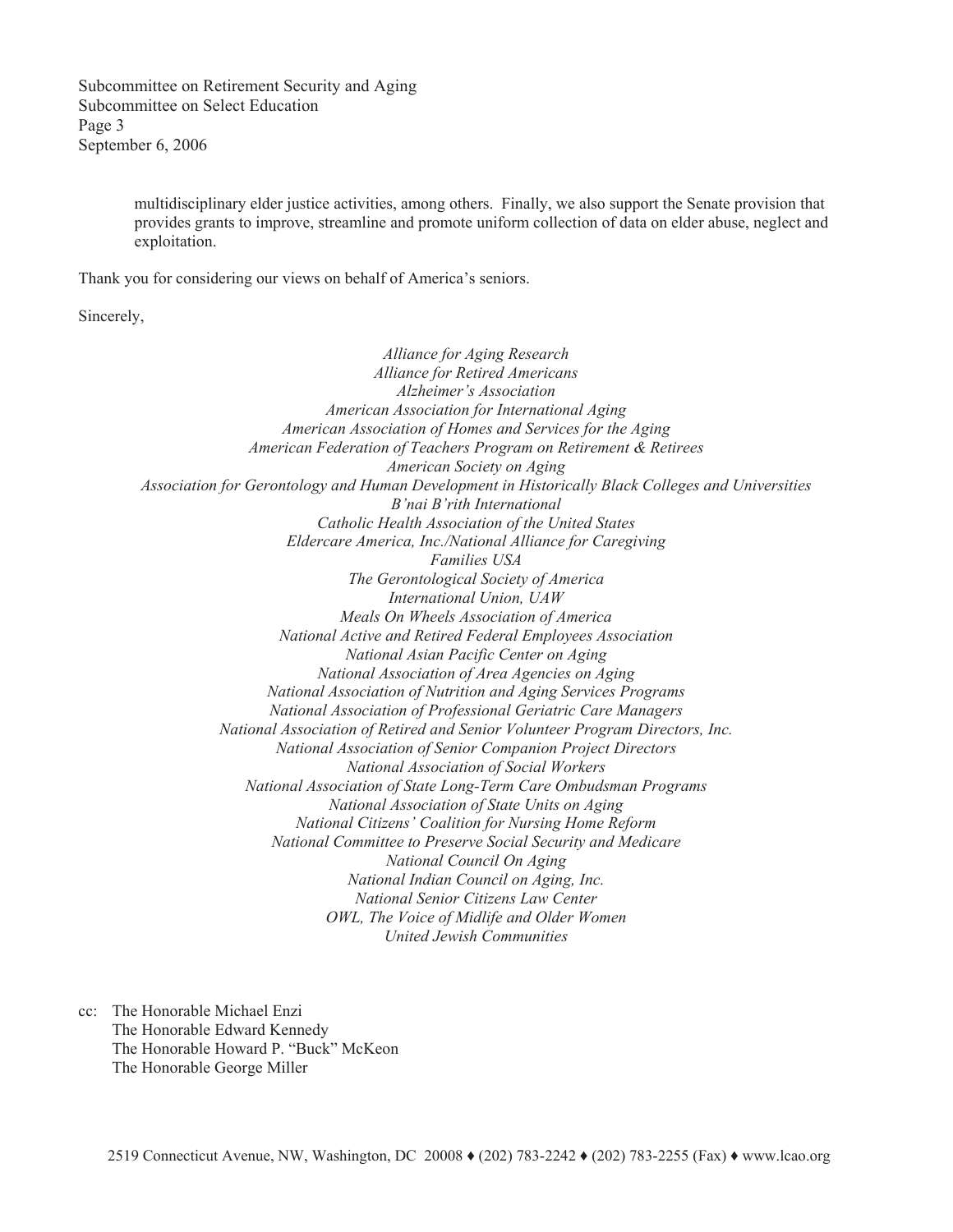multidisciplinary elder justice activities, among others. Finally, we also support the Senate provision that provides grants to improve, streamline and promote uniform collection of data on elder abuse, neglect and exploitation.

Thank you for considering our views on behalf of America's seniors.

Sincerely,

*Alliance for Aging Research*
*Alliance for Retired Americans*
*Alzheimer's Association*
*American Association for International Aging*
*American Association of Homes and Services for the Aging*
*American Federation of Teachers Program on Retirement & Retirees*
*American Society on Aging*
*Association for Gerontology and Human Development in Historically Black Colleges and Universities*
*B'nai B'rith International*
*Catholic Health Association of the United States*
*Eldercare America, Inc./National Alliance for Caregiving*
*Families USA*
*The Gerontological Society of America*
*International Union, UAW*
*Meals On Wheels Association of America*
*National Active and Retired Federal Employees Association*
*National Asian Pacific Center on Aging*
*National Association of Area Agencies on Aging*
*National Association of Nutrition and Aging Services Programs*
*National Association of Professional Geriatric Care Managers*
*National Association of Retired and Senior Volunteer Program Directors, Inc.*
*National Association of Senior Companion Project Directors*
*National Association of Social Workers*
*National Association of State Long-Term Care Ombudsman Programs*
*National Association of State Units on Aging*
*National Citizens' Coalition for Nursing Home Reform*
*National Committee to Preserve Social Security and Medicare*
*National Council On Aging*
*National Indian Council on Aging, Inc.*
*National Senior Citizens Law Center*
*OWL, The Voice of Midlife and Older Women*
*United Jewish Communities*

cc: The Honorable Michael Enzi
The Honorable Edward Kennedy
The Honorable Howard P. "Buck" McKeon
The Honorable George Miller

2519 Connecticut Avenue, NW, Washington, DC 20008 ♦ (202) 783-2242 ♦ (202) 783-2255 (Fax) ♦ www.lcao.org